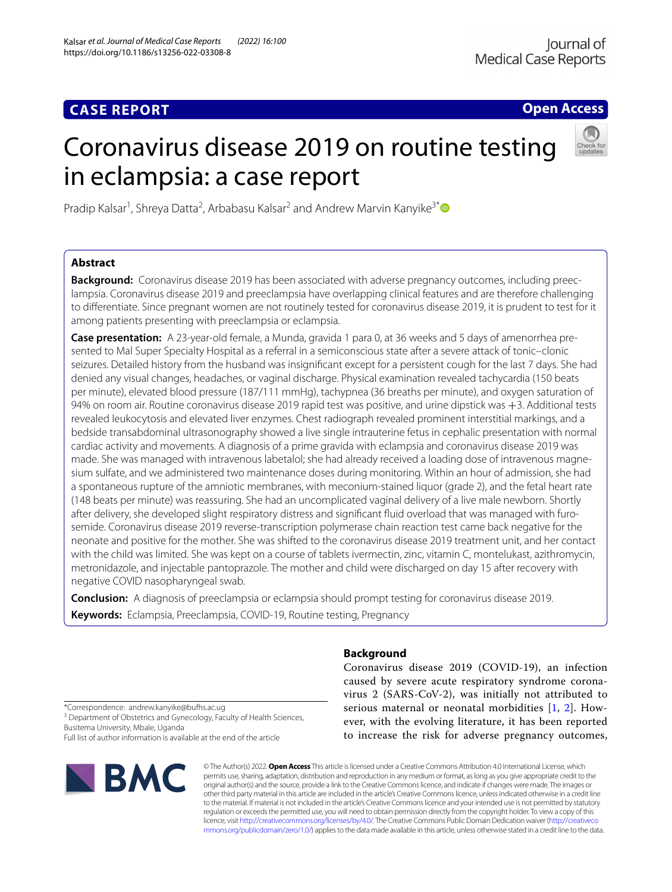CASE REPORT

Open Access

# Coronavirus disease 2019 on routine testing in eclampsia: a case report

Pradip Kalsar[1], Shreya Datta[2], Arbabasu Kalsar[2] and Andrew Marvin Kanyike[3*]

## Abstract

**Background:** Coronavirus disease 2019 has been associated with adverse pregnancy outcomes, including preeclampsia. Coronavirus disease 2019 and preeclampsia have overlapping clinical features and are therefore challenging to differentiate. Since pregnant women are not routinely tested for coronavirus disease 2019, it is prudent to test for it among patients presenting with preeclampsia or eclampsia.

**Case presentation:** A 23-year-old female, a Munda, gravida 1 para 0, at 36 weeks and 5 days of amenorrhea presented to Mal Super Specialty Hospital as a referral in a semiconscious state after a severe attack of tonic–clonic seizures. Detailed history from the husband was insignificant except for a persistent cough for the last 7 days. She had denied any visual changes, headaches, or vaginal discharge. Physical examination revealed tachycardia (150 beats per minute), elevated blood pressure (187/111 mmHg), tachypnea (36 breaths per minute), and oxygen saturation of 94% on room air. Routine coronavirus disease 2019 rapid test was positive, and urine dipstick was +3. Additional tests revealed leukocytosis and elevated liver enzymes. Chest radiograph revealed prominent interstitial markings, and a bedside transabdominal ultrasonography showed a live single intrauterine fetus in cephalic presentation with normal cardiac activity and movements. A diagnosis of a prime gravida with eclampsia and coronavirus disease 2019 was made. She was managed with intravenous labetalol; she had already received a loading dose of intravenous magnesium sulfate, and we administered two maintenance doses during monitoring. Within an hour of admission, she had a spontaneous rupture of the amniotic membranes, with meconium-stained liquor (grade 2), and the fetal heart rate (148 beats per minute) was reassuring. She had an uncomplicated vaginal delivery of a live male newborn. Shortly after delivery, she developed slight respiratory distress and significant fluid overload that was managed with furosemide. Coronavirus disease 2019 reverse-transcription polymerase chain reaction test came back negative for the neonate and positive for the mother. She was shifted to the coronavirus disease 2019 treatment unit, and her contact with the child was limited. She was kept on a course of tablets ivermectin, zinc, vitamin C, montelukast, azithromycin, metronidazole, and injectable pantoprazole. The mother and child were discharged on day 15 after recovery with negative COVID nasopharyngeal swab.

**Conclusion:** A diagnosis of preeclampsia or eclampsia should prompt testing for coronavirus disease 2019.

**Keywords:** Eclampsia, Preeclampsia, COVID-19, Routine testing, Pregnancy

## Background

Coronavirus disease 2019 (COVID-19), an infection caused by severe acute respiratory syndrome coronavirus 2 (SARS-CoV-2), was initially not attributed to serious maternal or neonatal morbidities [1, 2]. However, with the evolving literature, it has been reported to increase the risk for adverse pregnancy outcomes,

*Correspondence: andrew.kanyike@bufhs.ac.ug
[3] Department of Obstetrics and Gynecology, Faculty of Health Sciences, Busitema University, Mbale, Uganda
Full list of author information is available at the end of the article

© The Author(s) 2022. **Open Access** This article is licensed under a Creative Commons Attribution 4.0 International License, which permits use, sharing, adaptation, distribution and reproduction in any medium or format, as long as you give appropriate credit to the original author(s) and the source, provide a link to the Creative Commons licence, and indicate if changes were made. The images or other third party material in this article are included in the article's Creative Commons licence, unless indicated otherwise in a credit line to the material. If material is not included in the article's Creative Commons licence and your intended use is not permitted by statutory regulation or exceeds the permitted use, you will need to obtain permission directly from the copyright holder. To view a copy of this licence, visit http://creativecommons.org/licenses/by/4.0/. The Creative Commons Public Domain Dedication waiver (http://creativecommons.org/publicdomain/zero/1.0/) applies to the data made available in this article, unless otherwise stated in a credit line to the data.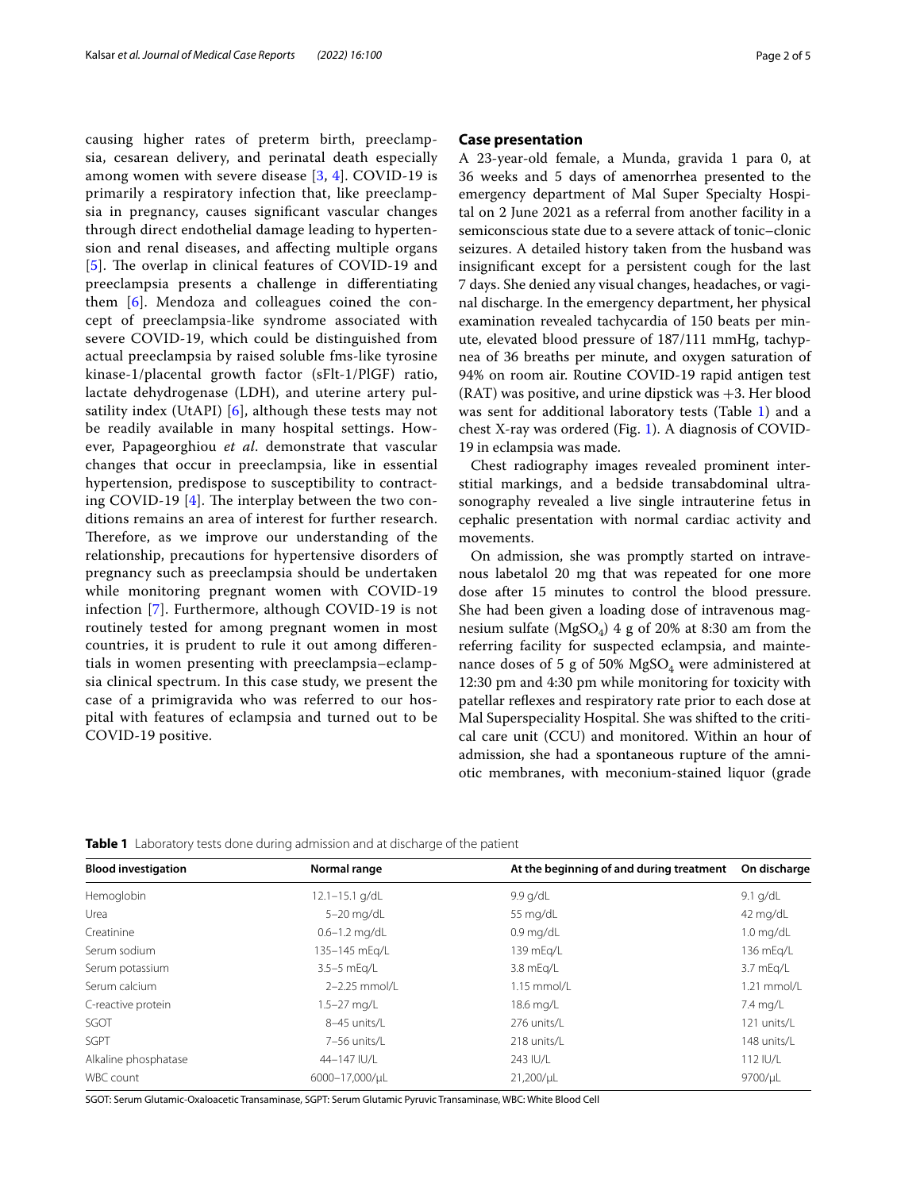causing higher rates of preterm birth, preeclampsia, cesarean delivery, and perinatal death especially among women with severe disease [3, 4]. COVID-19 is primarily a respiratory infection that, like preeclampsia in pregnancy, causes significant vascular changes through direct endothelial damage leading to hypertension and renal diseases, and affecting multiple organs [5]. The overlap in clinical features of COVID-19 and preeclampsia presents a challenge in differentiating them [6]. Mendoza and colleagues coined the concept of preeclampsia-like syndrome associated with severe COVID-19, which could be distinguished from actual preeclampsia by raised soluble fms-like tyrosine kinase-1/placental growth factor (sFlt-1/PlGF) ratio, lactate dehydrogenase (LDH), and uterine artery pulsatility index (UtAPI) [6], although these tests may not be readily available in many hospital settings. However, Papageorghiou *et al*. demonstrate that vascular changes that occur in preeclampsia, like in essential hypertension, predispose to susceptibility to contracting COVID-19 [4]. The interplay between the two conditions remains an area of interest for further research. Therefore, as we improve our understanding of the relationship, precautions for hypertensive disorders of pregnancy such as preeclampsia should be undertaken while monitoring pregnant women with COVID-19 infection [7]. Furthermore, although COVID-19 is not routinely tested for among pregnant women in most countries, it is prudent to rule it out among differentials in women presenting with preeclampsia–eclampsia clinical spectrum. In this case study, we present the case of a primigravida who was referred to our hospital with features of eclampsia and turned out to be COVID-19 positive.

## Case presentation

A 23-year-old female, a Munda, gravida 1 para 0, at 36 weeks and 5 days of amenorrhea presented to the emergency department of Mal Super Specialty Hospital on 2 June 2021 as a referral from another facility in a semiconscious state due to a severe attack of tonic–clonic seizures. A detailed history taken from the husband was insignificant except for a persistent cough for the last 7 days. She denied any visual changes, headaches, or vaginal discharge. In the emergency department, her physical examination revealed tachycardia of 150 beats per minute, elevated blood pressure of 187/111 mmHg, tachypnea of 36 breaths per minute, and oxygen saturation of 94% on room air. Routine COVID-19 rapid antigen test (RAT) was positive, and urine dipstick was +3. Her blood was sent for additional laboratory tests (Table 1) and a chest X-ray was ordered (Fig. 1). A diagnosis of COVID-19 in eclampsia was made.

Chest radiography images revealed prominent interstitial markings, and a bedside transabdominal ultrasonography revealed a live single intrauterine fetus in cephalic presentation with normal cardiac activity and movements.

On admission, she was promptly started on intravenous labetalol 20 mg that was repeated for one more dose after 15 minutes to control the blood pressure. She had been given a loading dose of intravenous magnesium sulfate ($MgSO_4$) 4 g of 20% at 8:30 am from the referring facility for suspected eclampsia, and maintenance doses of 5 g of 50% $MgSO_4$ were administered at 12:30 pm and 4:30 pm while monitoring for toxicity with patellar reflexes and respiratory rate prior to each dose at Mal Superspeciality Hospital. She was shifted to the critical care unit (CCU) and monitored. Within an hour of admission, she had a spontaneous rupture of the amniotic membranes, with meconium-stained liquor (grade

**Table 1** Laboratory tests done during admission and at discharge of the patient

| Blood investigation | Normal range | At the beginning of and during treatment | On discharge |
|---|---|---|---|
| Hemoglobin | 12.1–15.1 g/dL | 9.9 g/dL | 9.1 g/dL |
| Urea | 5–20 mg/dL | 55 mg/dL | 42 mg/dL |
| Creatinine | 0.6–1.2 mg/dL | 0.9 mg/dL | 1.0 mg/dL |
| Serum sodium | 135–145 mEq/L | 139 mEq/L | 136 mEq/L |
| Serum potassium | 3.5–5 mEq/L | 3.8 mEq/L | 3.7 mEq/L |
| Serum calcium | 2–2.25 mmol/L | 1.15 mmol/L | 1.21 mmol/L |
| C-reactive protein | 1.5–27 mg/L | 18.6 mg/L | 7.4 mg/L |
| SGOT | 8–45 units/L | 276 units/L | 121 units/L |
| SGPT | 7–56 units/L | 218 units/L | 148 units/L |
| Alkaline phosphatase | 44–147 IU/L | 243 IU/L | 112 IU/L |
| WBC count | 6000–17,000/μL | 21,200/μL | 9700/μL |

SGOT: Serum Glutamic-Oxaloacetic Transaminase, SGPT: Serum Glutamic Pyruvic Transaminase, WBC: White Blood Cell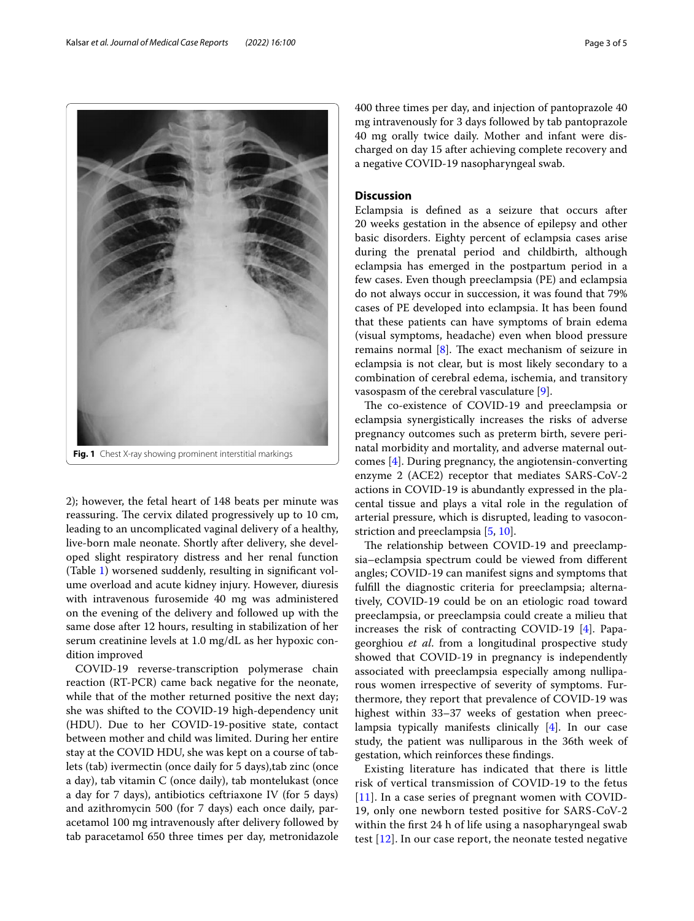Fig. 1 Chest X-ray showing prominent interstitial markings

2); however, the fetal heart of 148 beats per minute was reassuring. The cervix dilated progressively up to 10 cm, leading to an uncomplicated vaginal delivery of a healthy, live-born male neonate. Shortly after delivery, she developed slight respiratory distress and her renal function (Table 1) worsened suddenly, resulting in significant volume overload and acute kidney injury. However, diuresis with intravenous furosemide 40 mg was administered on the evening of the delivery and followed up with the same dose after 12 hours, resulting in stabilization of her serum creatinine levels at 1.0 mg/dL as her hypoxic condition improved

COVID-19 reverse-transcription polymerase chain reaction (RT-PCR) came back negative for the neonate, while that of the mother returned positive the next day; she was shifted to the COVID-19 high-dependency unit (HDU). Due to her COVID-19-positive state, contact between mother and child was limited. During her entire stay at the COVID HDU, she was kept on a course of tablets (tab) ivermectin (once daily for 5 days),tab zinc (once a day), tab vitamin C (once daily), tab montelukast (once a day for 7 days), antibiotics ceftriaxone IV (for 5 days) and azithromycin 500 (for 7 days) each once daily, paracetamol 100 mg intravenously after delivery followed by tab paracetamol 650 three times per day, metronidazole 400 three times per day, and injection of pantoprazole 40 mg intravenously for 3 days followed by tab pantoprazole 40 mg orally twice daily. Mother and infant were discharged on day 15 after achieving complete recovery and a negative COVID-19 nasopharyngeal swab.

## Discussion

Eclampsia is defined as a seizure that occurs after 20 weeks gestation in the absence of epilepsy and other basic disorders. Eighty percent of eclampsia cases arise during the prenatal period and childbirth, although eclampsia has emerged in the postpartum period in a few cases. Even though preeclampsia (PE) and eclampsia do not always occur in succession, it was found that 79% cases of PE developed into eclampsia. It has been found that these patients can have symptoms of brain edema (visual symptoms, headache) even when blood pressure remains normal [8]. The exact mechanism of seizure in eclampsia is not clear, but is most likely secondary to a combination of cerebral edema, ischemia, and transitory vasospasm of the cerebral vasculature [9].

The co-existence of COVID-19 and preeclampsia or eclampsia synergistically increases the risks of adverse pregnancy outcomes such as preterm birth, severe perinatal morbidity and mortality, and adverse maternal outcomes [4]. During pregnancy, the angiotensin-converting enzyme 2 (ACE2) receptor that mediates SARS-CoV-2 actions in COVID-19 is abundantly expressed in the placental tissue and plays a vital role in the regulation of arterial pressure, which is disrupted, leading to vasoconstriction and preeclampsia [5, 10].

The relationship between COVID-19 and preeclampsia–eclampsia spectrum could be viewed from different angles; COVID-19 can manifest signs and symptoms that fulfill the diagnostic criteria for preeclampsia; alternatively, COVID-19 could be on an etiologic road toward preeclampsia, or preeclampsia could create a milieu that increases the risk of contracting COVID-19 [4]. Papageorghiou *et al*. from a longitudinal prospective study showed that COVID-19 in pregnancy is independently associated with preeclampsia especially among nulliparous women irrespective of severity of symptoms. Furthermore, they report that prevalence of COVID-19 was highest within 33–37 weeks of gestation when preeclampsia typically manifests clinically [4]. In our case study, the patient was nulliparous in the 36th week of gestation, which reinforces these findings.

Existing literature has indicated that there is little risk of vertical transmission of COVID-19 to the fetus [11]. In a case series of pregnant women with COVID-19, only one newborn tested positive for SARS-CoV-2 within the first 24 h of life using a nasopharyngeal swab test [12]. In our case report, the neonate tested negative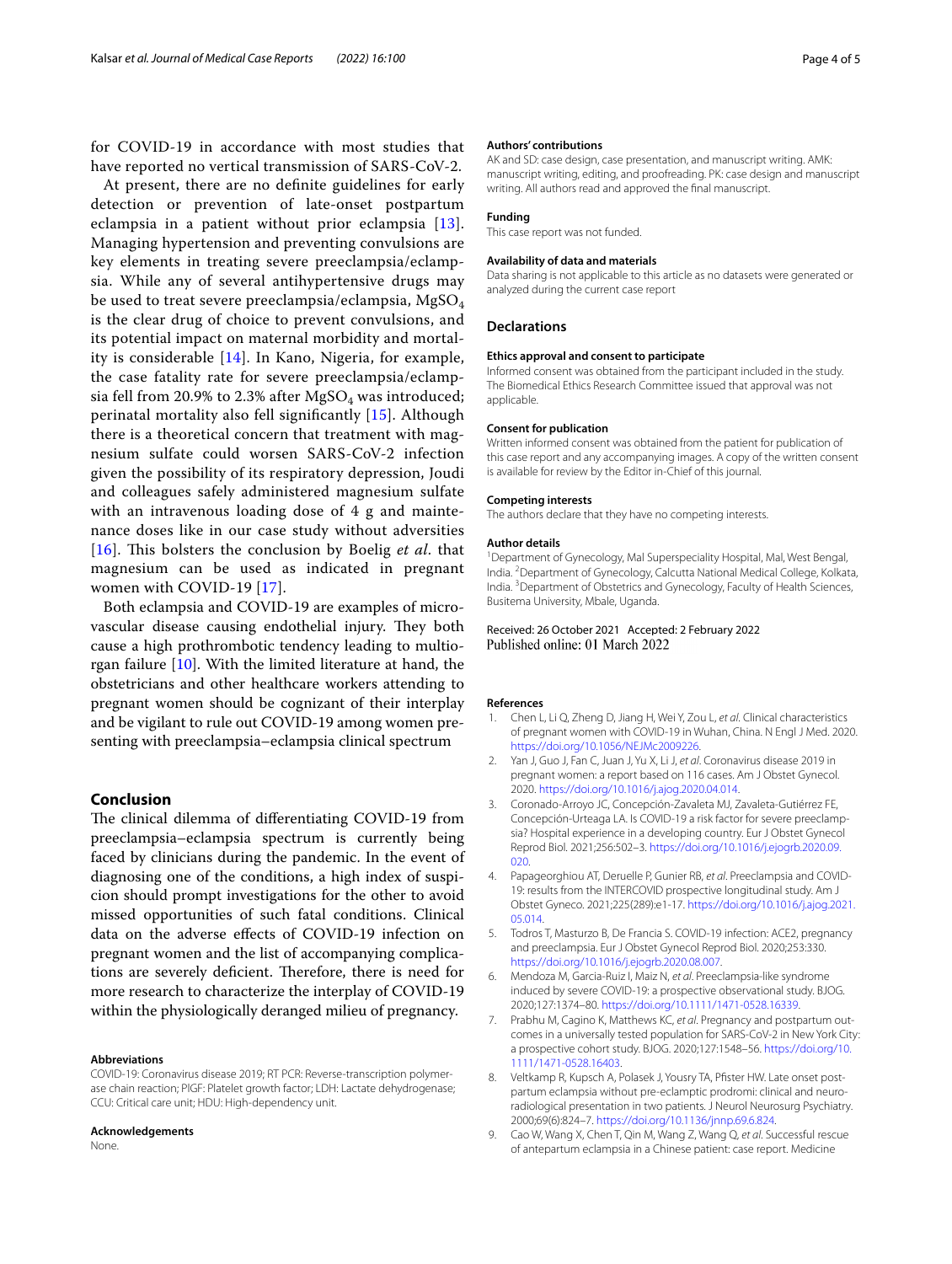for COVID-19 in accordance with most studies that have reported no vertical transmission of SARS-CoV-2.

At present, there are no definite guidelines for early detection or prevention of late-onset postpartum eclampsia in a patient without prior eclampsia [13]. Managing hypertension and preventing convulsions are key elements in treating severe preeclampsia/eclampsia. While any of several antihypertensive drugs may be used to treat severe preeclampsia/eclampsia, $MgSO_4$ is the clear drug of choice to prevent convulsions, and its potential impact on maternal morbidity and mortality is considerable [14]. In Kano, Nigeria, for example, the case fatality rate for severe preeclampsia/eclampsia fell from 20.9% to 2.3% after $MgSO_4$ was introduced; perinatal mortality also fell significantly [15]. Although there is a theoretical concern that treatment with magnesium sulfate could worsen SARS-CoV-2 infection given the possibility of its respiratory depression, Joudi and colleagues safely administered magnesium sulfate with an intravenous loading dose of 4 g and maintenance doses like in our case study without adversities [16]. This bolsters the conclusion by Boelig *et al*. that magnesium can be used as indicated in pregnant women with COVID-19 [17].

Both eclampsia and COVID-19 are examples of microvascular disease causing endothelial injury. They both cause a high prothrombotic tendency leading to multiorgan failure [10]. With the limited literature at hand, the obstetricians and other healthcare workers attending to pregnant women should be cognizant of their interplay and be vigilant to rule out COVID-19 among women presenting with preeclampsia–eclampsia clinical spectrum

## Conclusion

The clinical dilemma of differentiating COVID-19 from preeclampsia–eclampsia spectrum is currently being faced by clinicians during the pandemic. In the event of diagnosing one of the conditions, a high index of suspicion should prompt investigations for the other to avoid missed opportunities of such fatal conditions. Clinical data on the adverse effects of COVID-19 infection on pregnant women and the list of accompanying complications are severely deficient. Therefore, there is need for more research to characterize the interplay of COVID-19 within the physiologically deranged milieu of pregnancy.

#### Abbreviations

COVID-19: Coronavirus disease 2019; RT PCR: Reverse-transcription polymerase chain reaction; PIGF: Platelet growth factor; LDH: Lactate dehydrogenase; CCU: Critical care unit; HDU: High-dependency unit.

#### Acknowledgements

None.

#### Authors' contributions

AK and SD: case design, case presentation, and manuscript writing. AMK: manuscript writing, editing, and proofreading. PK: case design and manuscript writing. All authors read and approved the final manuscript.

#### Funding

This case report was not funded.

#### Availability of data and materials

Data sharing is not applicable to this article as no datasets were generated or analyzed during the current case report

### Declarations

#### Ethics approval and consent to participate

Informed consent was obtained from the participant included in the study. The Biomedical Ethics Research Committee issued that approval was not applicable.

#### Consent for publication

Written informed consent was obtained from the patient for publication of this case report and any accompanying images. A copy of the written consent is available for review by the Editor in-Chief of this journal.

#### Competing interests

The authors declare that they have no competing interests.

#### Author details

[1]Department of Gynecology, Mal Superspeciality Hospital, Mal, West Bengal, India. [2]Department of Gynecology, Calcutta National Medical College, Kolkata, India. [3]Department of Obstetrics and Gynecology, Faculty of Health Sciences, Busitema University, Mbale, Uganda.

Received: 26 October 2021 Accepted: 2 February 2022
Published online: 01 March 2022

#### References

1. Chen L, Li Q, Zheng D, Jiang H, Wei Y, Zou L, *et al*. Clinical characteristics of pregnant women with COVID-19 in Wuhan, China. N Engl J Med. 2020. https://doi.org/10.1056/NEJMc2009226.
2. Yan J, Guo J, Fan C, Juan J, Yu X, Li J, *et al*. Coronavirus disease 2019 in pregnant women: a report based on 116 cases. Am J Obstet Gynecol. 2020. https://doi.org/10.1016/j.ajog.2020.04.014.
3. Coronado-Arroyo JC, Concepción-Zavaleta MJ, Zavaleta-Gutiérrez FE, Concepción-Urteaga LA. Is COVID-19 a risk factor for severe preeclampsia? Hospital experience in a developing country. Eur J Obstet Gynecol Reprod Biol. 2021;256:502–3. https://doi.org/10.1016/j.ejogrb.2020.09.020.
4. Papageorghiou AT, Deruelle P, Gunier RB, *et al*. Preeclampsia and COVID-19: results from the INTERCOVID prospective longitudinal study. Am J Obstet Gyneco. 2021;225(289):e1-17. https://doi.org/10.1016/j.ajog.2021.05.014.
5. Todros T, Masturzo B, De Francia S. COVID-19 infection: ACE2, pregnancy and preeclampsia. Eur J Obstet Gynecol Reprod Biol. 2020;253:330. https://doi.org/10.1016/j.ejogrb.2020.08.007.
6. Mendoza M, Garcia-Ruiz I, Maiz N, *et al*. Preeclampsia-like syndrome induced by severe COVID-19: a prospective observational study. BJOG. 2020;127:1374–80. https://doi.org/10.1111/1471-0528.16339.
7. Prabhu M, Cagino K, Matthews KC, *et al*. Pregnancy and postpartum outcomes in a universally tested population for SARS-CoV-2 in New York City: a prospective cohort study. BJOG. 2020;127:1548–56. https://doi.org/10.1111/1471-0528.16403.
8. Veltkamp R, Kupsch A, Polasek J, Yousry TA, Pfister HW. Late onset postpartum eclampsia without pre-eclamptic prodromi: clinical and neuroradiological presentation in two patients. J Neurol Neurosurg Psychiatry. 2000;69(6):824–7. https://doi.org/10.1136/jnnp.69.6.824.
9. Cao W, Wang X, Chen T, Qin M, Wang Z, Wang Q, *et al*. Successful rescue of antepartum eclampsia in a Chinese patient: case report. Medicine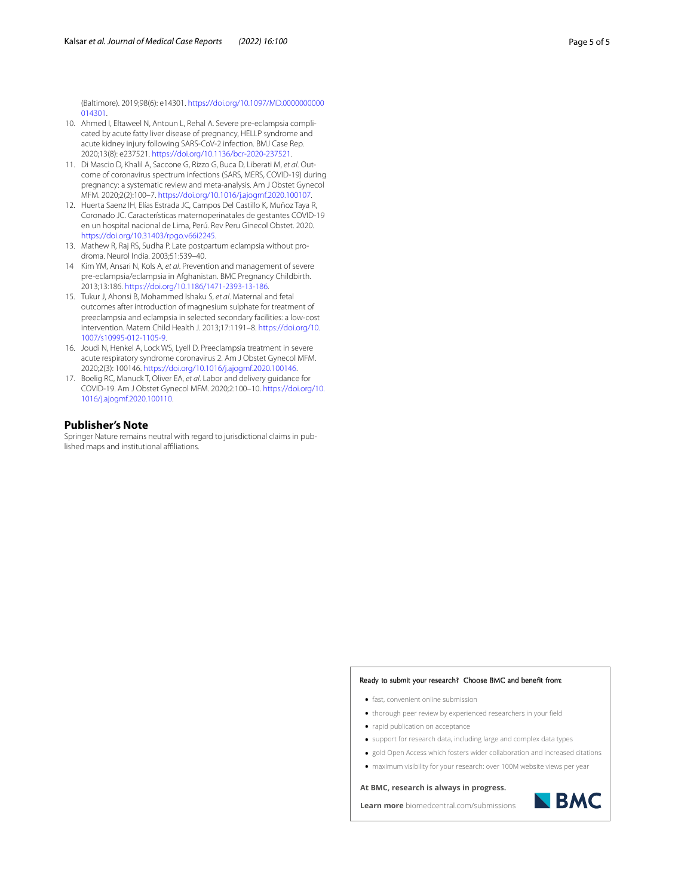(Baltimore). 2019;98(6): e14301. https://doi.org/10.1097/MD.0000000000014301.

10. Ahmed I, Eltaweel N, Antoun L, Rehal A. Severe pre-eclampsia complicated by acute fatty liver disease of pregnancy, HELLP syndrome and acute kidney injury following SARS-CoV-2 infection. BMJ Case Rep. 2020;13(8): e237521. https://doi.org/10.1136/bcr-2020-237521.
11. Di Mascio D, Khalil A, Saccone G, Rizzo G, Buca D, Liberati M, *et al*. Outcome of coronavirus spectrum infections (SARS, MERS, COVID-19) during pregnancy: a systematic review and meta-analysis. Am J Obstet Gynecol MFM. 2020;2(2):100–7. https://doi.org/10.1016/j.ajogmf.2020.100107.
12. Huerta Saenz IH, Elías Estrada JC, Campos Del Castillo K, Muñoz Taya R, Coronado JC. Características maternoperinatales de gestantes COVID-19 en un hospital nacional de Lima, Perú. Rev Peru Ginecol Obstet. 2020. https://doi.org/10.31403/rpgo.v66i2245.
13. Mathew R, Raj RS, Sudha P. Late postpartum eclampsia without prodroma. Neurol India. 2003;51:539–40.
14. Kim YM, Ansari N, Kols A, *et al*. Prevention and management of severe pre-eclampsia/eclampsia in Afghanistan. BMC Pregnancy Childbirth. 2013;13:186. https://doi.org/10.1186/1471-2393-13-186.
15. Tukur J, Ahonsi B, Mohammed Ishaku S, *et al*. Maternal and fetal outcomes after introduction of magnesium sulphate for treatment of preeclampsia and eclampsia in selected secondary facilities: a low-cost intervention. Matern Child Health J. 2013;17:1191–8. https://doi.org/10.1007/s10995-012-1105-9.
16. Joudi N, Henkel A, Lock WS, Lyell D. Preeclampsia treatment in severe acute respiratory syndrome coronavirus 2. Am J Obstet Gynecol MFM. 2020;2(3): 100146. https://doi.org/10.1016/j.ajogmf.2020.100146.
17. Boelig RC, Manuck T, Oliver EA, *et al*. Labor and delivery guidance for COVID-19. Am J Obstet Gynecol MFM. 2020;2:100–10. https://doi.org/10.1016/j.ajogmf.2020.100110.

## Publisher's Note

Springer Nature remains neutral with regard to jurisdictional claims in published maps and institutional affiliations.

Ready to submit your research? Choose BMC and benefit from:

- fast, convenient online submission
- thorough peer review by experienced researchers in your field
- rapid publication on acceptance
- support for research data, including large and complex data types
- gold Open Access which fosters wider collaboration and increased citations
- maximum visibility for your research: over 100M website views per year

**At BMC, research is always in progress.**

**Learn more** biomedcentral.com/submissions

BMC